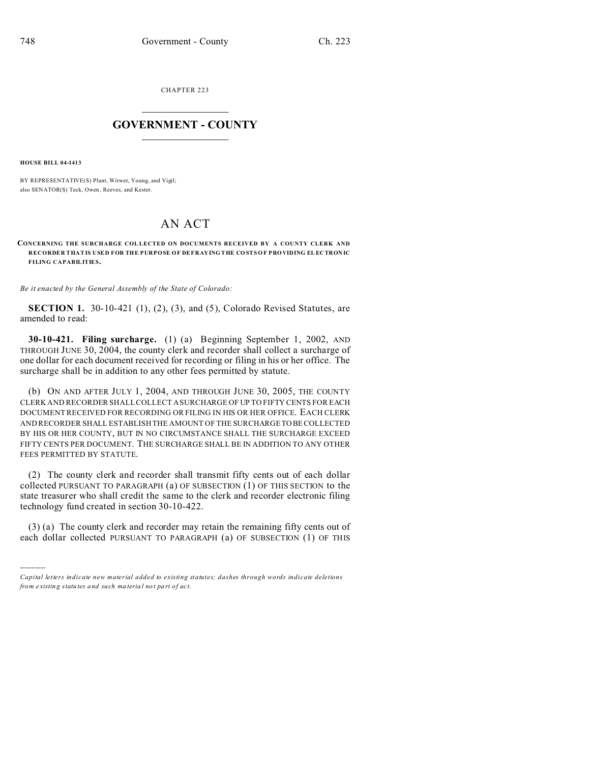CHAPTER 223

# GOVERNMENT - COUNTY

**HOUSE BILL 04-1413**

BY REPRESENTATIVE(S) Plant, Witwer, Young, and Vigil;
also SENATOR(S) Teck, Owen, Reeves, and Kester.

# AN ACT

**CONCERNING THE SURCHARGE COLLECTED ON DOCUMENTS RECEIVED BY A COUNTY CLERK AND RECORDER THAT IS USED FOR THE PURPOSE OF DEFRAYING THE COSTS OF PROVIDING ELECTRONIC FILING CAPABILITIES.**

*Be it enacted by the General Assembly of the State of Colorado:*

**SECTION 1.** 30-10-421 (1), (2), (3), and (5), Colorado Revised Statutes, are amended to read:

**30-10-421. Filing surcharge.** (1) (a) Beginning September 1, 2002, AND THROUGH JUNE 30, 2004, the county clerk and recorder shall collect a surcharge of one dollar for each document received for recording or filing in his or her office. The surcharge shall be in addition to any other fees permitted by statute.

(b) ON AND AFTER JULY 1, 2004, AND THROUGH JUNE 30, 2005, THE COUNTY CLERK AND RECORDER SHALL COLLECT A SURCHARGE OF UP TO FIFTY CENTS FOR EACH DOCUMENT RECEIVED FOR RECORDING OR FILING IN HIS OR HER OFFICE. EACH CLERK AND RECORDER SHALL ESTABLISH THE AMOUNT OF THE SURCHARGE TO BE COLLECTED BY HIS OR HER COUNTY, BUT IN NO CIRCUMSTANCE SHALL THE SURCHARGE EXCEED FIFTY CENTS PER DOCUMENT. THE SURCHARGE SHALL BE IN ADDITION TO ANY OTHER FEES PERMITTED BY STATUTE.

(2) The county clerk and recorder shall transmit fifty cents out of each dollar collected PURSUANT TO PARAGRAPH (a) OF SUBSECTION (1) OF THIS SECTION to the state treasurer who shall credit the same to the clerk and recorder electronic filing technology fund created in section 30-10-422.

(3) (a) The county clerk and recorder may retain the remaining fifty cents out of each dollar collected PURSUANT TO PARAGRAPH (a) OF SUBSECTION (1) OF THIS

*Capital letters indicate new material added to existing statutes; dashes through words indicate deletions from existing statutes and such material not part of act.*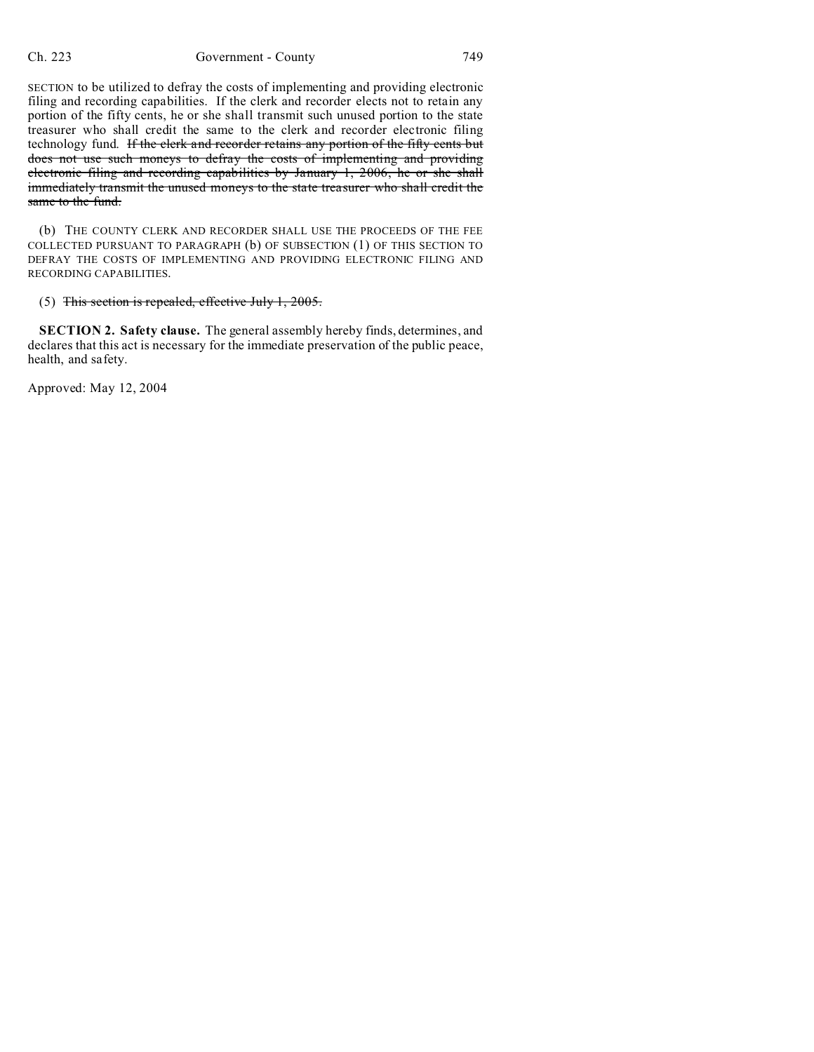SECTION to be utilized to defray the costs of implementing and providing electronic filing and recording capabilities. If the clerk and recorder elects not to retain any portion of the fifty cents, he or she shall transmit such unused portion to the state treasurer who shall credit the same to the clerk and recorder electronic filing technology fund. ~~If the clerk and recorder retains any portion of the fifty cents but does not use such moneys to defray the costs of implementing and providing electronic filing and recording capabilities by January 1, 2006, he or she shall immediately transmit the unused moneys to the state treasurer who shall credit the same to the fund.~~

(b) THE COUNTY CLERK AND RECORDER SHALL USE THE PROCEEDS OF THE FEE COLLECTED PURSUANT TO PARAGRAPH (b) OF SUBSECTION (1) OF THIS SECTION TO DEFRAY THE COSTS OF IMPLEMENTING AND PROVIDING ELECTRONIC FILING AND RECORDING CAPABILITIES.

(5) ~~This section is repealed, effective July 1, 2005.~~

**SECTION 2. Safety clause.** The general assembly hereby finds, determines, and declares that this act is necessary for the immediate preservation of the public peace, health, and safety.

Approved: May 12, 2004